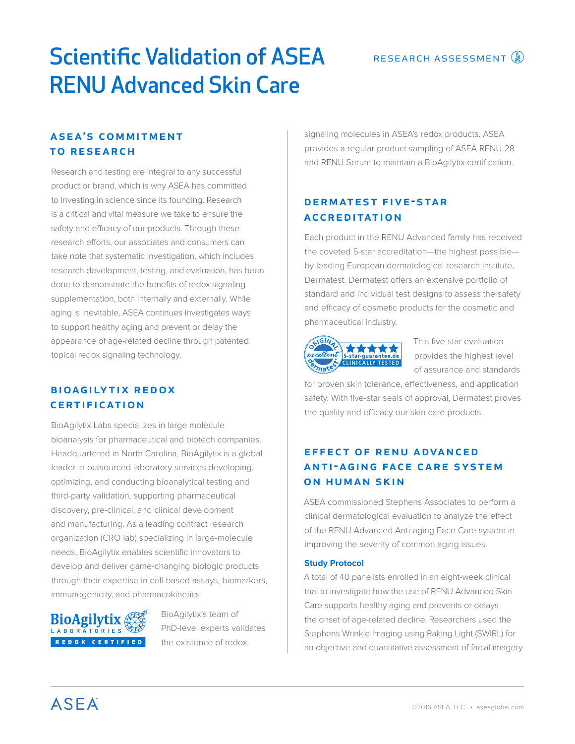# Scientific Validation of ASEA RENU Advanced Skin Care

RESEARCH ASSESSMENT

## ASEA'S COMMITMENT TO RESEARCH

Research and testing are integral to any successful product or brand, which is why ASEA has committed to investing in science since its founding. Research is a critical and vital measure we take to ensure the safety and efficacy of our products. Through these research efforts, our associates and consumers can take note that systematic investigation, which includes research development, testing, and evaluation, has been done to demonstrate the benefits of redox signaling supplementation, both internally and externally. While aging is inevitable, ASEA continues investigates ways to support healthy aging and prevent or delay the appearance of age-related decline through patented topical redox signaling technology.

## BIOAGILYTIX REDOX CERTIFICATION

BioAgilytix Labs specializes in large molecule bioanalysis for pharmaceutical and biotech companies. Headquartered in North Carolina, BioAgilytix is a global leader in outsourced laboratory services developing, optimizing, and conducting bioanalytical testing and third-party validation, supporting pharmaceutical discovery, pre-clinical, and clinical development and manufacturing. As a leading contract research organization (CRO lab) specializing in large-molecule needs, BioAgilytix enables scientific innovators to develop and deliver game-changing biologic products through their expertise in cell-based assays, biomarkers, immunogenicity, and pharmacokinetics.

BioAgilytix LABORATORIES REDOX CERTIFIED

BioAgilytix's team of PhD-level experts validates the existence of redox signaling molecules in ASEA's redox products. ASEA provides a regular product sampling of ASEA RENU 28 and RENU Serum to maintain a BioAgilytix certification.

## DERMATEST FIVE-STAR ACCREDITATION

Each product in the RENU Advanced family has received the coveted 5-star accreditation—the highest possible—by leading European dermatological research institute, Dermatest. Dermatest offers an extensive portfolio of standard and individual test designs to assess the safety and efficacy of cosmetic products for the cosmetic and pharmaceutical industry.

ORIGINAL excellent dermatest 5-star-guarantee.de CLINICALLY TESTED

This five-star evaluation provides the highest level of assurance and standards for proven skin tolerance, effectiveness, and application safety. With five-star seals of approval, Dermatest proves the quality and efficacy our skin care products.

## EFFECT OF RENU ADVANCED ANTI-AGING FACE CARE SYSTEM ON HUMAN SKIN

ASEA commissioned Stephens Associates to perform a clinical dermatological evaluation to analyze the effect of the RENU Advanced Anti-aging Face Care system in improving the severity of common aging issues.

### Study Protocol

A total of 40 panelists enrolled in an eight-week clinical trial to investigate how the use of RENU Advanced Skin Care supports healthy aging and prevents or delays the onset of age-related decline. Researchers used the Stephens Wrinkle Imaging using Raking Light (SWIRL) for an objective and quantitative assessment of facial imagery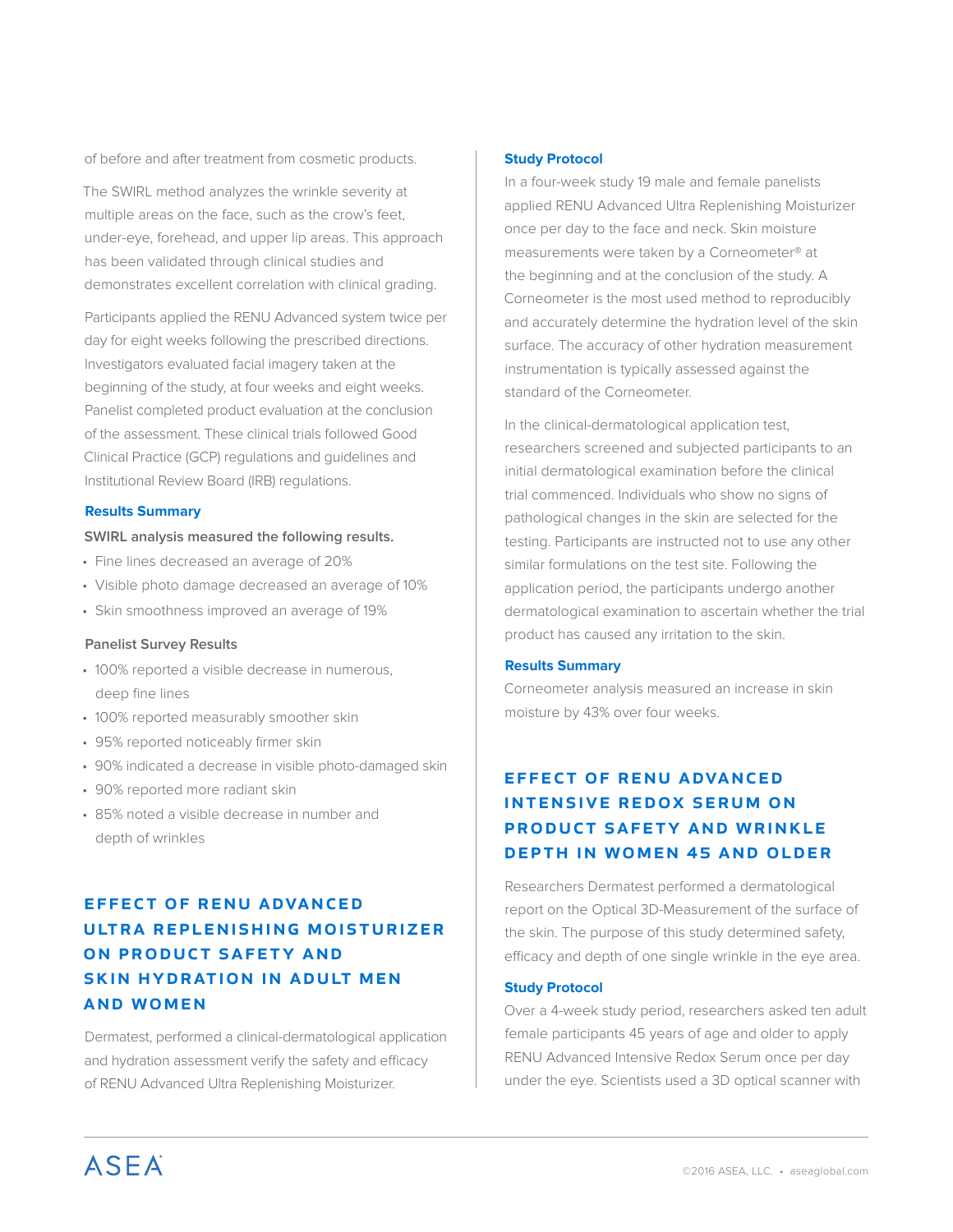of before and after treatment from cosmetic products.

The SWIRL method analyzes the wrinkle severity at multiple areas on the face, such as the crow's feet, under-eye, forehead, and upper lip areas. This approach has been validated through clinical studies and demonstrates excellent correlation with clinical grading.

Participants applied the RENU Advanced system twice per day for eight weeks following the prescribed directions. Investigators evaluated facial imagery taken at the beginning of the study, at four weeks and eight weeks. Panelist completed product evaluation at the conclusion of the assessment. These clinical trials followed Good Clinical Practice (GCP) regulations and guidelines and Institutional Review Board (IRB) regulations.

### Results Summary

**SWIRL analysis measured the following results.**

- Fine lines decreased an average of 20%
- Visible photo damage decreased an average of 10%
- Skin smoothness improved an average of 19%

**Panelist Survey Results**

- 100% reported a visible decrease in numerous, deep fine lines
- 100% reported measurably smoother skin
- 95% reported noticeably firmer skin
- 90% indicated a decrease in visible photo-damaged skin
- 90% reported more radiant skin
- 85% noted a visible decrease in number and depth of wrinkles

## EFFECT OF RENU ADVANCED ULTRA REPLENISHING MOISTURIZER ON PRODUCT SAFETY AND SKIN HYDRATION IN ADULT MEN AND WOMEN

Dermatest, performed a clinical-dermatological application and hydration assessment verify the safety and efficacy of RENU Advanced Ultra Replenishing Moisturizer.

### Study Protocol

In a four-week study 19 male and female panelists applied RENU Advanced Ultra Replenishing Moisturizer once per day to the face and neck. Skin moisture measurements were taken by a Corneometer® at the beginning and at the conclusion of the study. A Corneometer is the most used method to reproducibly and accurately determine the hydration level of the skin surface. The accuracy of other hydration measurement instrumentation is typically assessed against the standard of the Corneometer.

In the clinical-dermatological application test, researchers screened and subjected participants to an initial dermatological examination before the clinical trial commenced. Individuals who show no signs of pathological changes in the skin are selected for the testing. Participants are instructed not to use any other similar formulations on the test site. Following the application period, the participants undergo another dermatological examination to ascertain whether the trial product has caused any irritation to the skin.

### Results Summary

Corneometer analysis measured an increase in skin moisture by 43% over four weeks.

## EFFECT OF RENU ADVANCED INTENSIVE REDOX SERUM ON PRODUCT SAFETY AND WRINKLE DEPTH IN WOMEN 45 AND OLDER

Researchers Dermatest performed a dermatological report on the Optical 3D-Measurement of the surface of the skin. The purpose of this study determined safety, efficacy and depth of one single wrinkle in the eye area.

### Study Protocol

Over a 4-week study period, researchers asked ten adult female participants 45 years of age and older to apply RENU Advanced Intensive Redox Serum once per day under the eye. Scientists used a 3D optical scanner with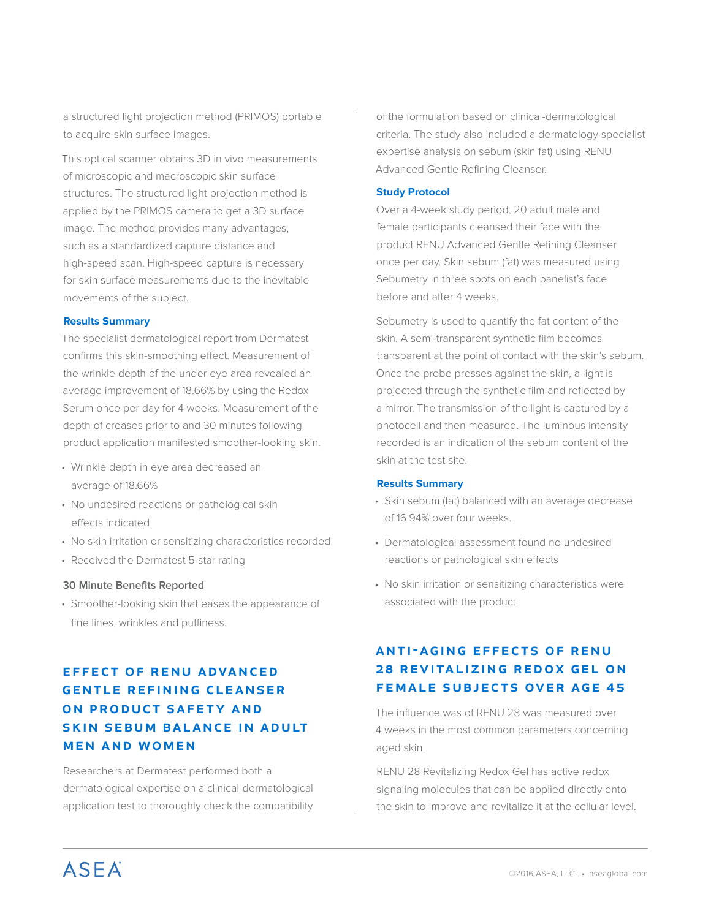a structured light projection method (PRIMOS) portable to acquire skin surface images.

This optical scanner obtains 3D in vivo measurements of microscopic and macroscopic skin surface structures. The structured light projection method is applied by the PRIMOS camera to get a 3D surface image. The method provides many advantages, such as a standardized capture distance and high-speed scan. High-speed capture is necessary for skin surface measurements due to the inevitable movements of the subject.

### Results Summary

The specialist dermatological report from Dermatest confirms this skin-smoothing effect. Measurement of the wrinkle depth of the under eye area revealed an average improvement of 18.66% by using the Redox Serum once per day for 4 weeks. Measurement of the depth of creases prior to and 30 minutes following product application manifested smoother-looking skin.

- Wrinkle depth in eye area decreased an average of 18.66%
- No undesired reactions or pathological skin effects indicated
- No skin irritation or sensitizing characteristics recorded
- Received the Dermatest 5-star rating

### 30 Minute Benefits Reported

- Smoother-looking skin that eases the appearance of fine lines, wrinkles and puffiness.

## EFFECT OF RENU ADVANCED GENTLE REFINING CLEANSER ON PRODUCT SAFETY AND SKIN SEBUM BALANCE IN ADULT MEN AND WOMEN

Researchers at Dermatest performed both a dermatological expertise on a clinical-dermatological application test to thoroughly check the compatibility of the formulation based on clinical-dermatological criteria. The study also included a dermatology specialist expertise analysis on sebum (skin fat) using RENU Advanced Gentle Refining Cleanser.

### Study Protocol

Over a 4-week study period, 20 adult male and female participants cleansed their face with the product RENU Advanced Gentle Refining Cleanser once per day. Skin sebum (fat) was measured using Sebumetry in three spots on each panelist's face before and after 4 weeks.

Sebumetry is used to quantify the fat content of the skin. A semi-transparent synthetic film becomes transparent at the point of contact with the skin's sebum. Once the probe presses against the skin, a light is projected through the synthetic film and reflected by a mirror. The transmission of the light is captured by a photocell and then measured. The luminous intensity recorded is an indication of the sebum content of the skin at the test site.

### Results Summary

- Skin sebum (fat) balanced with an average decrease of 16.94% over four weeks.
- Dermatological assessment found no undesired reactions or pathological skin effects
- No skin irritation or sensitizing characteristics were associated with the product

## ANTI-AGING EFFECTS OF RENU 28 REVITALIZING REDOX GEL ON FEMALE SUBJECTS OVER AGE 45

The influence was of RENU 28 was measured over 4 weeks in the most common parameters concerning aged skin.

RENU 28 Revitalizing Redox Gel has active redox signaling molecules that can be applied directly onto the skin to improve and revitalize it at the cellular level.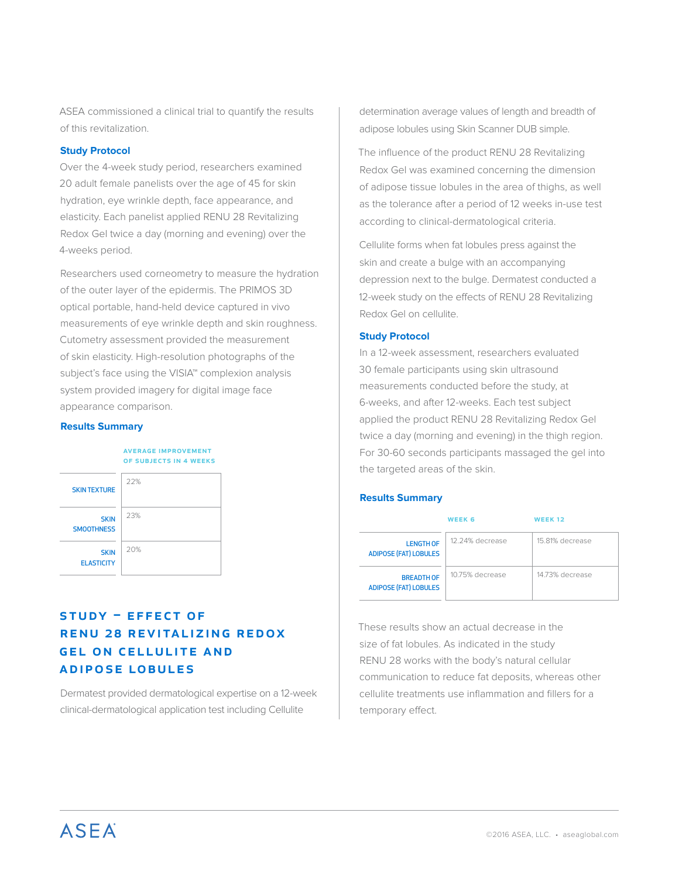ASEA commissioned a clinical trial to quantify the results of this revitalization.

### Study Protocol

Over the 4-week study period, researchers examined 20 adult female panelists over the age of 45 for skin hydration, eye wrinkle depth, face appearance, and elasticity. Each panelist applied RENU 28 Revitalizing Redox Gel twice a day (morning and evening) over the 4-weeks period.

Researchers used corneometry to measure the hydration of the outer layer of the epidermis. The PRIMOS 3D optical portable, hand-held device captured in vivo measurements of eye wrinkle depth and skin roughness. Cutometry assessment provided the measurement of skin elasticity. High-resolution photographs of the subject's face using the VISIA™ complexion analysis system provided imagery for digital image face appearance comparison.

### Results Summary

| | AVERAGE IMPROVEMENT OF SUBJECTS IN 4 WEEKS |
|---|---|
| SKIN TEXTURE | 22% |
| SKIN SMOOTHNESS | 23% |
| SKIN ELASTICITY | 20% |

## STUDY – EFFECT OF RENU 28 REVITALIZING REDOX GEL ON CELLULITE AND ADIPOSE LOBULES

Dermatest provided dermatological expertise on a 12-week clinical-dermatological application test including Cellulite determination average values of length and breadth of adipose lobules using Skin Scanner DUB simple.

The influence of the product RENU 28 Revitalizing Redox Gel was examined concerning the dimension of adipose tissue lobules in the area of thighs, as well as the tolerance after a period of 12 weeks in-use test according to clinical-dermatological criteria.

Cellulite forms when fat lobules press against the skin and create a bulge with an accompanying depression next to the bulge. Dermatest conducted a 12-week study on the effects of RENU 28 Revitalizing Redox Gel on cellulite.

### Study Protocol

In a 12-week assessment, researchers evaluated 30 female participants using skin ultrasound measurements conducted before the study, at 6-weeks, and after 12-weeks. Each test subject applied the product RENU 28 Revitalizing Redox Gel twice a day (morning and evening) in the thigh region. For 30-60 seconds participants massaged the gel into the targeted areas of the skin.

### Results Summary

| | WEEK 6 | WEEK 12 |
|---|---|---|
| LENGTH OF ADIPOSE (FAT) LOBULES | 12.24% decrease | 15.81% decrease |
| BREADTH OF ADIPOSE (FAT) LOBULES | 10.75% decrease | 14.73% decrease |

These results show an actual decrease in the size of fat lobules. As indicated in the study RENU 28 works with the body's natural cellular communication to reduce fat deposits, whereas other cellulite treatments use inflammation and fillers for a temporary effect.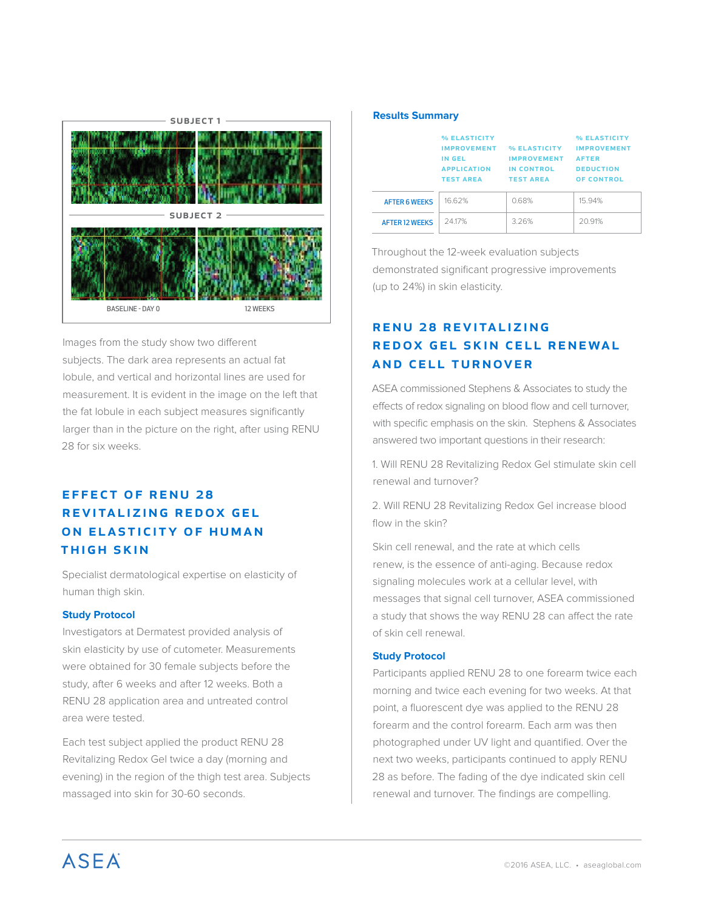SUBJECT 1

SUBJECT 2

BASELINE - DAY 0 | 12 WEEKS

Images from the study show two different subjects. The dark area represents an actual fat lobule, and vertical and horizontal lines are used for measurement. It is evident in the image on the left that the fat lobule in each subject measures significantly larger than in the picture on the right, after using RENU 28 for six weeks.

## EFFECT OF RENU 28 REVITALIZING REDOX GEL ON ELASTICITY OF HUMAN THIGH SKIN

Specialist dermatological expertise on elasticity of human thigh skin.

### Study Protocol

Investigators at Dermatest provided analysis of skin elasticity by use of cutometer. Measurements were obtained for 30 female subjects before the study, after 6 weeks and after 12 weeks. Both a RENU 28 application area and untreated control area were tested.

Each test subject applied the product RENU 28 Revitalizing Redox Gel twice a day (morning and evening) in the region of the thigh test area. Subjects massaged into skin for 30-60 seconds.

### Results Summary

| | % ELASTICITY IMPROVEMENT IN GEL APPLICATION TEST AREA | % ELASTICITY IMPROVEMENT IN CONTROL TEST AREA | % ELASTICITY IMPROVEMENT AFTER DEDUCTION OF CONTROL |
|---|---|---|---|
| AFTER 6 WEEKS | 16.62% | 0.68% | 15.94% |
| AFTER 12 WEEKS | 24.17% | 3.26% | 20.91% |

Throughout the 12-week evaluation subjects demonstrated significant progressive improvements (up to 24%) in skin elasticity.

## RENU 28 REVITALIZING REDOX GEL SKIN CELL RENEWAL AND CELL TURNOVER

ASEA commissioned Stephens & Associates to study the effects of redox signaling on blood flow and cell turnover, with specific emphasis on the skin. Stephens & Associates answered two important questions in their research:

1. Will RENU 28 Revitalizing Redox Gel stimulate skin cell renewal and turnover?

2. Will RENU 28 Revitalizing Redox Gel increase blood flow in the skin?

Skin cell renewal, and the rate at which cells renew, is the essence of anti-aging. Because redox signaling molecules work at a cellular level, with messages that signal cell turnover, ASEA commissioned a study that shows the way RENU 28 can affect the rate of skin cell renewal.

### Study Protocol

Participants applied RENU 28 to one forearm twice each morning and twice each evening for two weeks. At that point, a fluorescent dye was applied to the RENU 28 forearm and the control forearm. Each arm was then photographed under UV light and quantified. Over the next two weeks, participants continued to apply RENU 28 as before. The fading of the dye indicated skin cell renewal and turnover. The findings are compelling.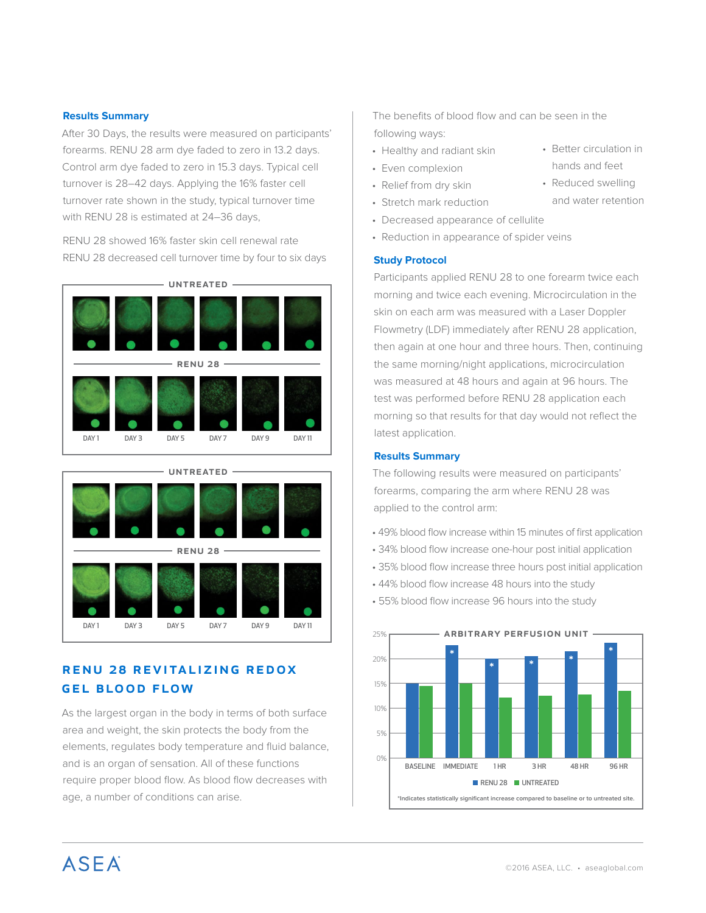### Results Summary

After 30 Days, the results were measured on participants' forearms. RENU 28 arm dye faded to zero in 13.2 days. Control arm dye faded to zero in 15.3 days. Typical cell turnover is 28–42 days. Applying the 16% faster cell turnover rate shown in the study, typical turnover time with RENU 28 is estimated at 24–36 days,

RENU 28 showed 16% faster skin cell renewal rate
RENU 28 decreased cell turnover time by four to six days

UNTREATED

RENU 28

DAY 1 DAY 3 DAY 5 DAY 7 DAY 9 DAY 11

UNTREATED

RENU 28

DAY 1 DAY 3 DAY 5 DAY 7 DAY 9 DAY 11

## RENU 28 REVITALIZING REDOX GEL BLOOD FLOW

As the largest organ in the body in terms of both surface area and weight, the skin protects the body from the elements, regulates body temperature and fluid balance, and is an organ of sensation. All of these functions require proper blood flow. As blood flow decreases with age, a number of conditions can arise.

The benefits of blood flow and can be seen in the following ways:

- Healthy and radiant skin
- Even complexion
- Relief from dry skin
- Stretch mark reduction
- Decreased appearance of cellulite
- Reduction in appearance of spider veins
- Better circulation in hands and feet
- Reduced swelling and water retention

### Study Protocol

Participants applied RENU 28 to one forearm twice each morning and twice each evening. Microcirculation in the skin on each arm was measured with a Laser Doppler Flowmetry (LDF) immediately after RENU 28 application, then again at one hour and three hours. Then, continuing the same morning/night applications, microcirculation was measured at 48 hours and again at 96 hours. The test was performed before RENU 28 application each morning so that results for that day would not reflect the latest application.

### Results Summary

The following results were measured on participants' forearms, comparing the arm where RENU 28 was applied to the control arm:

- 49% blood flow increase within 15 minutes of first application
- 34% blood flow increase one-hour post initial application
- 35% blood flow increase three hours post initial application
- 44% blood flow increase 48 hours into the study
- 55% blood flow increase 96 hours into the study

ARBITRARY PERFUSION UNIT

25%
20%
15%
10%
5%
0%

BASELINE IMMEDIATE 1 HR 3 HR 48 HR 96 HR

RENU 28 UNTREATED

*Indicates statistically significant increase compared to baseline or to untreated site.